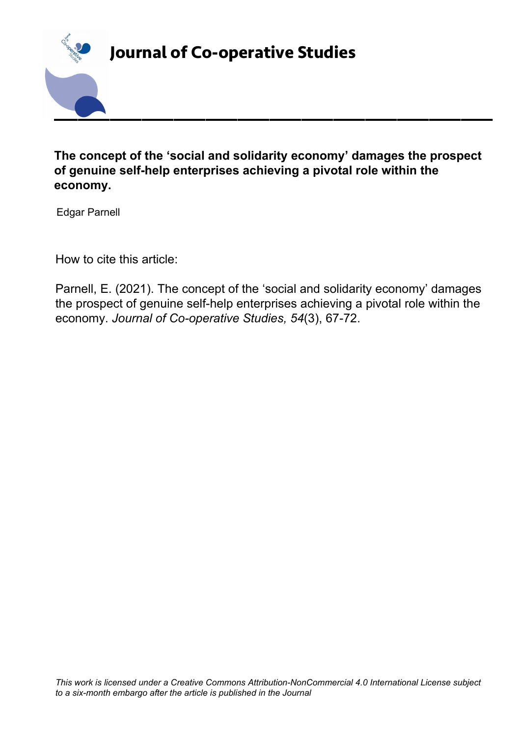# Journal of Co-operative Studies

**The concept of the 'social and solidarity economy' damages the prospect of genuine self-help enterprises achieving a pivotal role within the economy.**

Edgar Parnell

How to cite this article:

Parnell, E. (2021). The concept of the 'social and solidarity economy' damages the prospect of genuine self-help enterprises achieving a pivotal role within the economy. *Journal of Co-operative Studies, 54*(3), 67-72.

*This work is licensed under a Creative Commons Attribution-NonCommercial 4.0 International License subject to a six-month embargo after the article is published in the Journal*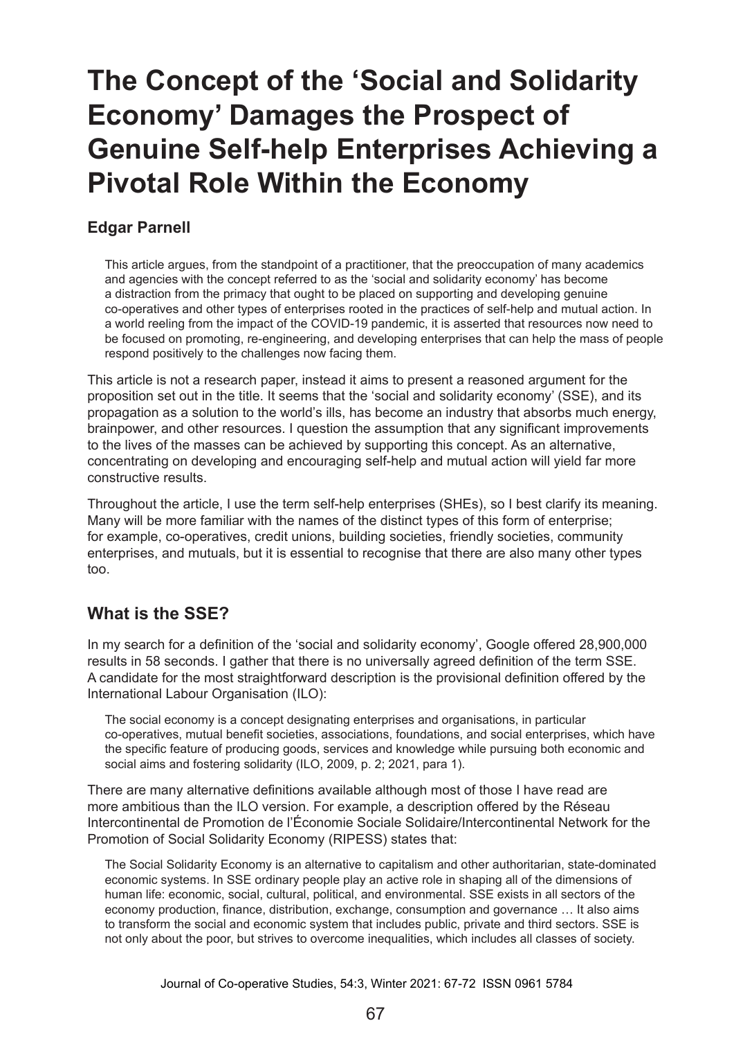# The Concept of the 'Social and Solidarity Economy' Damages the Prospect of Genuine Self-help Enterprises Achieving a Pivotal Role Within the Economy

**Edgar Parnell**

> This article argues, from the standpoint of a practitioner, that the preoccupation of many academics and agencies with the concept referred to as the 'social and solidarity economy' has become a distraction from the primacy that ought to be placed on supporting and developing genuine co-operatives and other types of enterprises rooted in the practices of self-help and mutual action. In a world reeling from the impact of the COVID-19 pandemic, it is asserted that resources now need to be focused on promoting, re-engineering, and developing enterprises that can help the mass of people respond positively to the challenges now facing them.

This article is not a research paper, instead it aims to present a reasoned argument for the proposition set out in the title. It seems that the 'social and solidarity economy' (SSE), and its propagation as a solution to the world's ills, has become an industry that absorbs much energy, brainpower, and other resources. I question the assumption that any significant improvements to the lives of the masses can be achieved by supporting this concept. As an alternative, concentrating on developing and encouraging self-help and mutual action will yield far more constructive results.

Throughout the article, I use the term self-help enterprises (SHEs), so I best clarify its meaning. Many will be more familiar with the names of the distinct types of this form of enterprise; for example, co-operatives, credit unions, building societies, friendly societies, community enterprises, and mutuals, but it is essential to recognise that there are also many other types too.

## What is the SSE?

In my search for a definition of the 'social and solidarity economy', Google offered 28,900,000 results in 58 seconds. I gather that there is no universally agreed definition of the term SSE. A candidate for the most straightforward description is the provisional definition offered by the International Labour Organisation (ILO):

> The social economy is a concept designating enterprises and organisations, in particular co-operatives, mutual benefit societies, associations, foundations, and social enterprises, which have the specific feature of producing goods, services and knowledge while pursuing both economic and social aims and fostering solidarity (ILO, 2009, p. 2; 2021, para 1).

There are many alternative definitions available although most of those I have read are more ambitious than the ILO version. For example, a description offered by the Réseau Intercontinental de Promotion de l'Économie Sociale Solidaire/Intercontinental Network for the Promotion of Social Solidarity Economy (RIPESS) states that:

> The Social Solidarity Economy is an alternative to capitalism and other authoritarian, state-dominated economic systems. In SSE ordinary people play an active role in shaping all of the dimensions of human life: economic, social, cultural, political, and environmental. SSE exists in all sectors of the economy production, finance, distribution, exchange, consumption and governance … It also aims to transform the social and economic system that includes public, private and third sectors. SSE is not only about the poor, but strives to overcome inequalities, which includes all classes of society.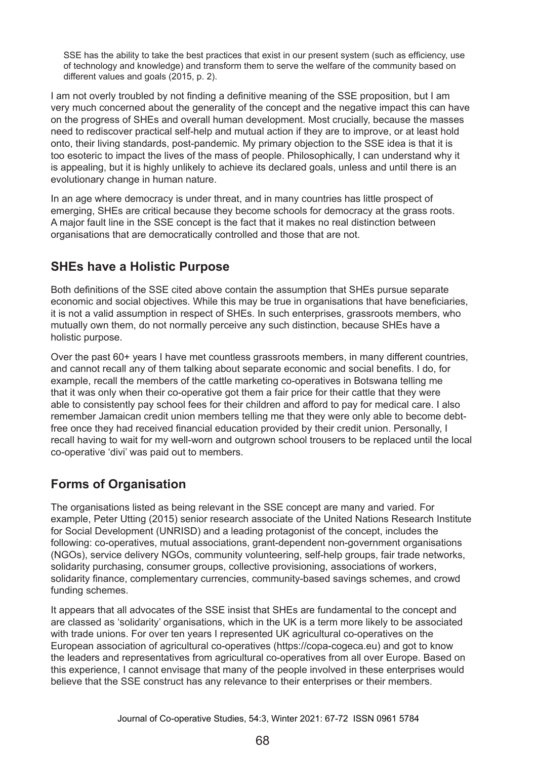> SSE has the ability to take the best practices that exist in our present system (such as efficiency, use of technology and knowledge) and transform them to serve the welfare of the community based on different values and goals (2015, p. 2).

I am not overly troubled by not finding a definitive meaning of the SSE proposition, but I am very much concerned about the generality of the concept and the negative impact this can have on the progress of SHEs and overall human development. Most crucially, because the masses need to rediscover practical self-help and mutual action if they are to improve, or at least hold onto, their living standards, post-pandemic. My primary objection to the SSE idea is that it is too esoteric to impact the lives of the mass of people. Philosophically, I can understand why it is appealing, but it is highly unlikely to achieve its declared goals, unless and until there is an evolutionary change in human nature.

In an age where democracy is under threat, and in many countries has little prospect of emerging, SHEs are critical because they become schools for democracy at the grass roots. A major fault line in the SSE concept is the fact that it makes no real distinction between organisations that are democratically controlled and those that are not.

## SHEs have a Holistic Purpose

Both definitions of the SSE cited above contain the assumption that SHEs pursue separate economic and social objectives. While this may be true in organisations that have beneficiaries, it is not a valid assumption in respect of SHEs. In such enterprises, grassroots members, who mutually own them, do not normally perceive any such distinction, because SHEs have a holistic purpose.

Over the past 60+ years I have met countless grassroots members, in many different countries, and cannot recall any of them talking about separate economic and social benefits. I do, for example, recall the members of the cattle marketing co-operatives in Botswana telling me that it was only when their co-operative got them a fair price for their cattle that they were able to consistently pay school fees for their children and afford to pay for medical care. I also remember Jamaican credit union members telling me that they were only able to become debt-free once they had received financial education provided by their credit union. Personally, I recall having to wait for my well-worn and outgrown school trousers to be replaced until the local co-operative 'divi' was paid out to members.

## Forms of Organisation

The organisations listed as being relevant in the SSE concept are many and varied. For example, Peter Utting (2015) senior research associate of the United Nations Research Institute for Social Development (UNRISD) and a leading protagonist of the concept, includes the following: co-operatives, mutual associations, grant-dependent non-government organisations (NGOs), service delivery NGOs, community volunteering, self-help groups, fair trade networks, solidarity purchasing, consumer groups, collective provisioning, associations of workers, solidarity finance, complementary currencies, community-based savings schemes, and crowd funding schemes.

It appears that all advocates of the SSE insist that SHEs are fundamental to the concept and are classed as 'solidarity' organisations, which in the UK is a term more likely to be associated with trade unions. For over ten years I represented UK agricultural co-operatives on the European association of agricultural co-operatives (https://copa-cogeca.eu) and got to know the leaders and representatives from agricultural co-operatives from all over Europe. Based on this experience, I cannot envisage that many of the people involved in these enterprises would believe that the SSE construct has any relevance to their enterprises or their members.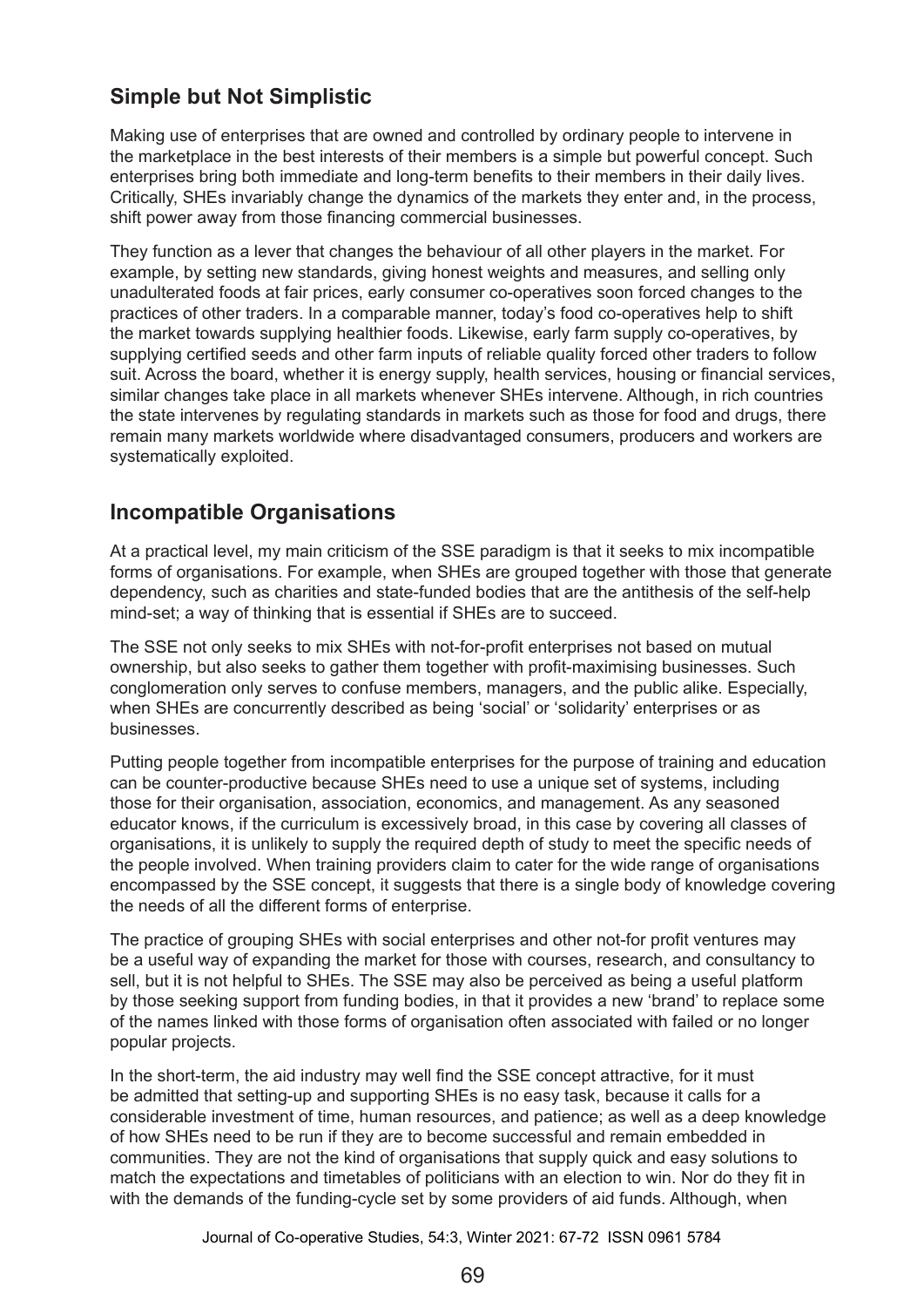## Simple but Not Simplistic

Making use of enterprises that are owned and controlled by ordinary people to intervene in the marketplace in the best interests of their members is a simple but powerful concept. Such enterprises bring both immediate and long-term benefits to their members in their daily lives. Critically, SHEs invariably change the dynamics of the markets they enter and, in the process, shift power away from those financing commercial businesses.

They function as a lever that changes the behaviour of all other players in the market. For example, by setting new standards, giving honest weights and measures, and selling only unadulterated foods at fair prices, early consumer co-operatives soon forced changes to the practices of other traders. In a comparable manner, today's food co-operatives help to shift the market towards supplying healthier foods. Likewise, early farm supply co-operatives, by supplying certified seeds and other farm inputs of reliable quality forced other traders to follow suit. Across the board, whether it is energy supply, health services, housing or financial services, similar changes take place in all markets whenever SHEs intervene. Although, in rich countries the state intervenes by regulating standards in markets such as those for food and drugs, there remain many markets worldwide where disadvantaged consumers, producers and workers are systematically exploited.

## Incompatible Organisations

At a practical level, my main criticism of the SSE paradigm is that it seeks to mix incompatible forms of organisations. For example, when SHEs are grouped together with those that generate dependency, such as charities and state-funded bodies that are the antithesis of the self-help mind-set; a way of thinking that is essential if SHEs are to succeed.

The SSE not only seeks to mix SHEs with not-for-profit enterprises not based on mutual ownership, but also seeks to gather them together with profit-maximising businesses. Such conglomeration only serves to confuse members, managers, and the public alike. Especially, when SHEs are concurrently described as being 'social' or 'solidarity' enterprises or as businesses.

Putting people together from incompatible enterprises for the purpose of training and education can be counter-productive because SHEs need to use a unique set of systems, including those for their organisation, association, economics, and management. As any seasoned educator knows, if the curriculum is excessively broad, in this case by covering all classes of organisations, it is unlikely to supply the required depth of study to meet the specific needs of the people involved. When training providers claim to cater for the wide range of organisations encompassed by the SSE concept, it suggests that there is a single body of knowledge covering the needs of all the different forms of enterprise.

The practice of grouping SHEs with social enterprises and other not-for profit ventures may be a useful way of expanding the market for those with courses, research, and consultancy to sell, but it is not helpful to SHEs. The SSE may also be perceived as being a useful platform by those seeking support from funding bodies, in that it provides a new 'brand' to replace some of the names linked with those forms of organisation often associated with failed or no longer popular projects.

In the short-term, the aid industry may well find the SSE concept attractive, for it must be admitted that setting-up and supporting SHEs is no easy task, because it calls for a considerable investment of time, human resources, and patience; as well as a deep knowledge of how SHEs need to be run if they are to become successful and remain embedded in communities. They are not the kind of organisations that supply quick and easy solutions to match the expectations and timetables of politicians with an election to win. Nor do they fit in with the demands of the funding-cycle set by some providers of aid funds. Although, when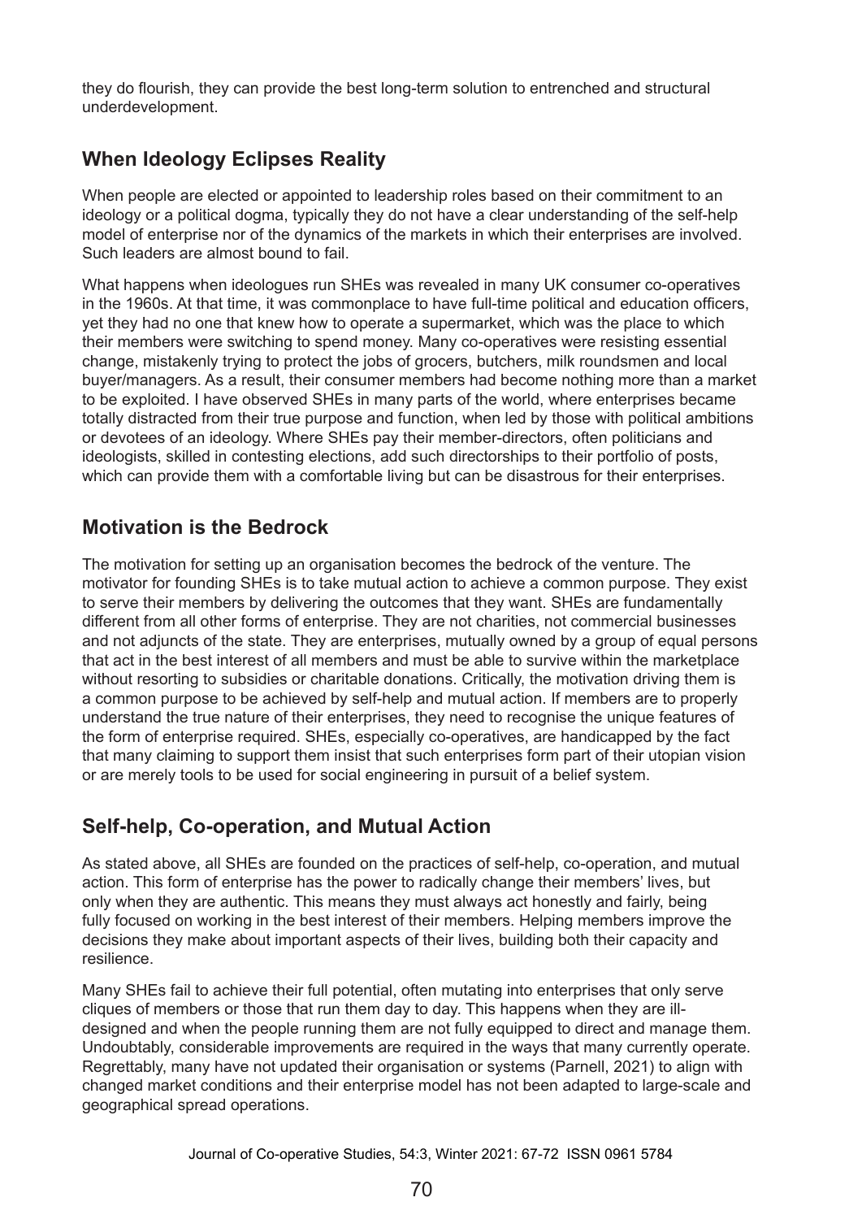they do flourish, they can provide the best long-term solution to entrenched and structural underdevelopment.

## When Ideology Eclipses Reality

When people are elected or appointed to leadership roles based on their commitment to an ideology or a political dogma, typically they do not have a clear understanding of the self-help model of enterprise nor of the dynamics of the markets in which their enterprises are involved. Such leaders are almost bound to fail.

What happens when ideologues run SHEs was revealed in many UK consumer co-operatives in the 1960s. At that time, it was commonplace to have full-time political and education officers, yet they had no one that knew how to operate a supermarket, which was the place to which their members were switching to spend money. Many co-operatives were resisting essential change, mistakenly trying to protect the jobs of grocers, butchers, milk roundsmen and local buyer/managers. As a result, their consumer members had become nothing more than a market to be exploited. I have observed SHEs in many parts of the world, where enterprises became totally distracted from their true purpose and function, when led by those with political ambitions or devotees of an ideology. Where SHEs pay their member-directors, often politicians and ideologists, skilled in contesting elections, add such directorships to their portfolio of posts, which can provide them with a comfortable living but can be disastrous for their enterprises.

## Motivation is the Bedrock

The motivation for setting up an organisation becomes the bedrock of the venture. The motivator for founding SHEs is to take mutual action to achieve a common purpose. They exist to serve their members by delivering the outcomes that they want. SHEs are fundamentally different from all other forms of enterprise. They are not charities, not commercial businesses and not adjuncts of the state. They are enterprises, mutually owned by a group of equal persons that act in the best interest of all members and must be able to survive within the marketplace without resorting to subsidies or charitable donations. Critically, the motivation driving them is a common purpose to be achieved by self-help and mutual action. If members are to properly understand the true nature of their enterprises, they need to recognise the unique features of the form of enterprise required. SHEs, especially co-operatives, are handicapped by the fact that many claiming to support them insist that such enterprises form part of their utopian vision or are merely tools to be used for social engineering in pursuit of a belief system.

## Self-help, Co-operation, and Mutual Action

As stated above, all SHEs are founded on the practices of self-help, co-operation, and mutual action. This form of enterprise has the power to radically change their members' lives, but only when they are authentic. This means they must always act honestly and fairly, being fully focused on working in the best interest of their members. Helping members improve the decisions they make about important aspects of their lives, building both their capacity and resilience.

Many SHEs fail to achieve their full potential, often mutating into enterprises that only serve cliques of members or those that run them day to day. This happens when they are ill-designed and when the people running them are not fully equipped to direct and manage them. Undoubtably, considerable improvements are required in the ways that many currently operate. Regrettably, many have not updated their organisation or systems (Parnell, 2021) to align with changed market conditions and their enterprise model has not been adapted to large-scale and geographical spread operations.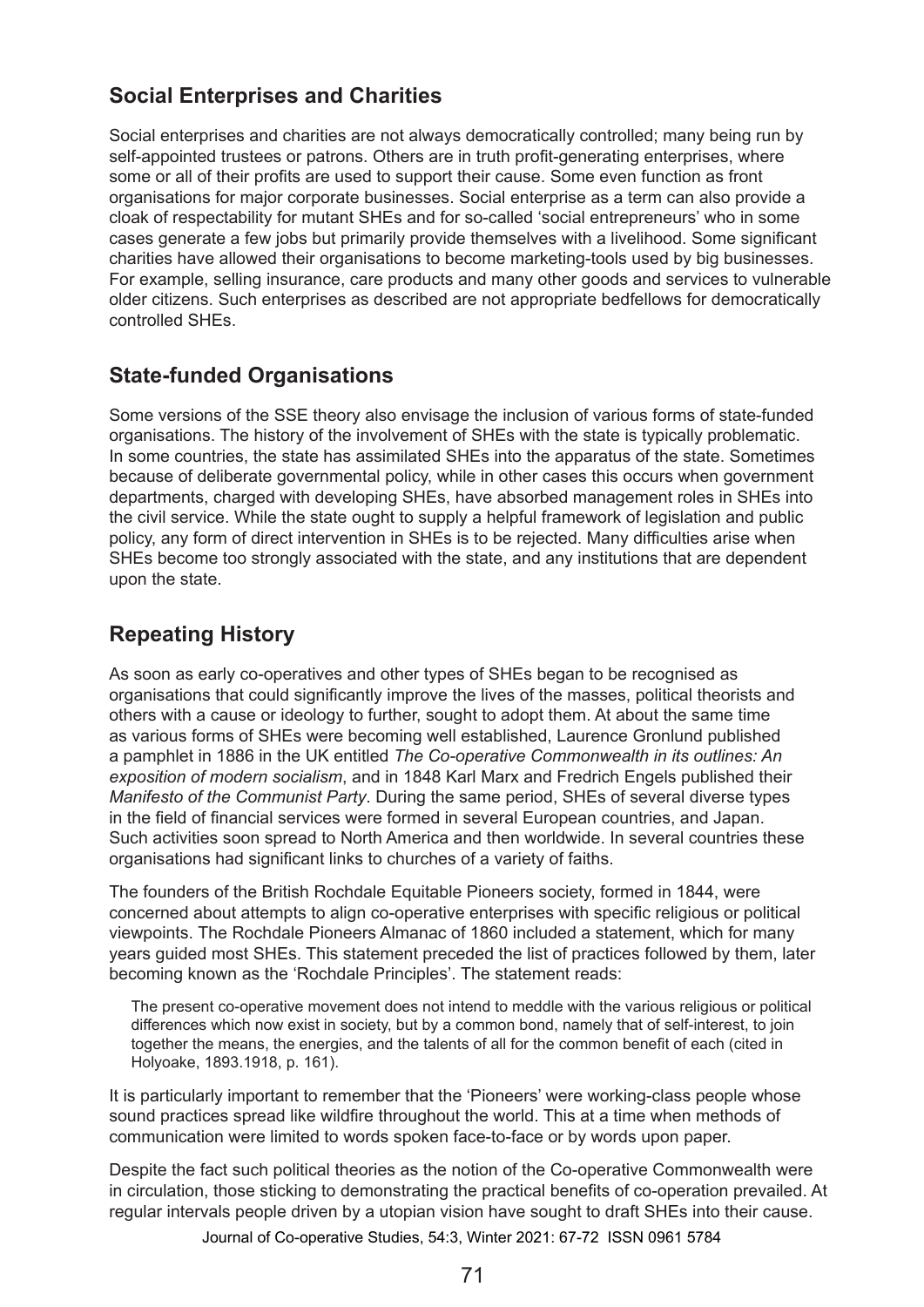## Social Enterprises and Charities

Social enterprises and charities are not always democratically controlled; many being run by self-appointed trustees or patrons. Others are in truth profit-generating enterprises, where some or all of their profits are used to support their cause. Some even function as front organisations for major corporate businesses. Social enterprise as a term can also provide a cloak of respectability for mutant SHEs and for so-called 'social entrepreneurs' who in some cases generate a few jobs but primarily provide themselves with a livelihood. Some significant charities have allowed their organisations to become marketing-tools used by big businesses. For example, selling insurance, care products and many other goods and services to vulnerable older citizens. Such enterprises as described are not appropriate bedfellows for democratically controlled SHEs.

## State-funded Organisations

Some versions of the SSE theory also envisage the inclusion of various forms of state-funded organisations. The history of the involvement of SHEs with the state is typically problematic. In some countries, the state has assimilated SHEs into the apparatus of the state. Sometimes because of deliberate governmental policy, while in other cases this occurs when government departments, charged with developing SHEs, have absorbed management roles in SHEs into the civil service. While the state ought to supply a helpful framework of legislation and public policy, any form of direct intervention in SHEs is to be rejected. Many difficulties arise when SHEs become too strongly associated with the state, and any institutions that are dependent upon the state.

## Repeating History

As soon as early co-operatives and other types of SHEs began to be recognised as organisations that could significantly improve the lives of the masses, political theorists and others with a cause or ideology to further, sought to adopt them. At about the same time as various forms of SHEs were becoming well established, Laurence Gronlund published a pamphlet in 1886 in the UK entitled *The Co-operative Commonwealth in its outlines: An exposition of modern socialism*, and in 1848 Karl Marx and Fredrich Engels published their *Manifesto of the Communist Party*. During the same period, SHEs of several diverse types in the field of financial services were formed in several European countries, and Japan. Such activities soon spread to North America and then worldwide. In several countries these organisations had significant links to churches of a variety of faiths.

The founders of the British Rochdale Equitable Pioneers society, formed in 1844, were concerned about attempts to align co-operative enterprises with specific religious or political viewpoints. The Rochdale Pioneers Almanac of 1860 included a statement, which for many years guided most SHEs. This statement preceded the list of practices followed by them, later becoming known as the 'Rochdale Principles'. The statement reads:

> The present co-operative movement does not intend to meddle with the various religious or political differences which now exist in society, but by a common bond, namely that of self-interest, to join together the means, the energies, and the talents of all for the common benefit of each (cited in Holyoake, 1893.1918, p. 161).

It is particularly important to remember that the 'Pioneers' were working-class people whose sound practices spread like wildfire throughout the world. This at a time when methods of communication were limited to words spoken face-to-face or by words upon paper.

Despite the fact such political theories as the notion of the Co-operative Commonwealth were in circulation, those sticking to demonstrating the practical benefits of co-operation prevailed. At regular intervals people driven by a utopian vision have sought to draft SHEs into their cause.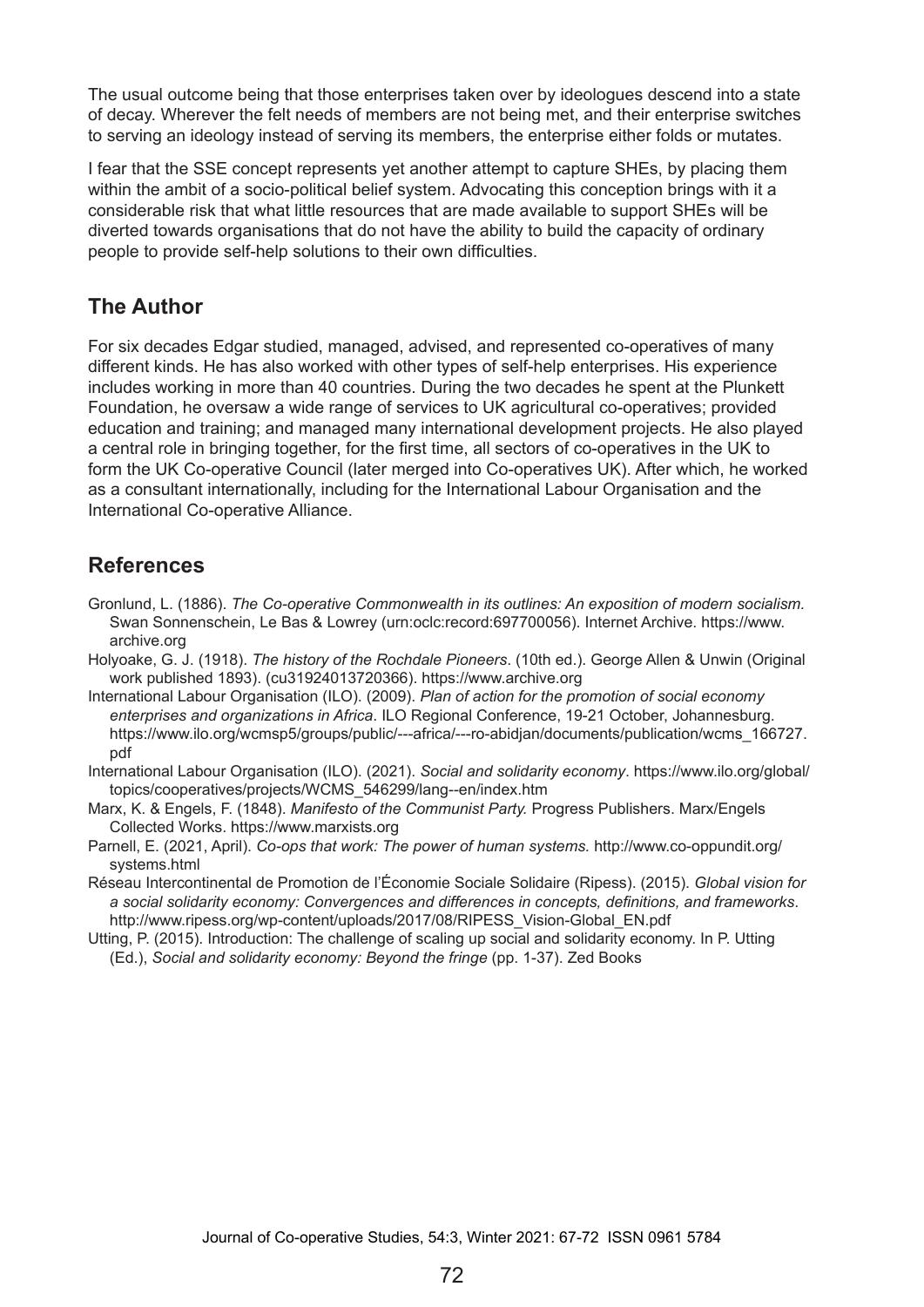The usual outcome being that those enterprises taken over by ideologues descend into a state of decay. Wherever the felt needs of members are not being met, and their enterprise switches to serving an ideology instead of serving its members, the enterprise either folds or mutates.

I fear that the SSE concept represents yet another attempt to capture SHEs, by placing them within the ambit of a socio-political belief system. Advocating this conception brings with it a considerable risk that what little resources that are made available to support SHEs will be diverted towards organisations that do not have the ability to build the capacity of ordinary people to provide self-help solutions to their own difficulties.

## The Author

For six decades Edgar studied, managed, advised, and represented co-operatives of many different kinds. He has also worked with other types of self-help enterprises. His experience includes working in more than 40 countries. During the two decades he spent at the Plunkett Foundation, he oversaw a wide range of services to UK agricultural co-operatives; provided education and training; and managed many international development projects. He also played a central role in bringing together, for the first time, all sectors of co-operatives in the UK to form the UK Co-operative Council (later merged into Co-operatives UK). After which, he worked as a consultant internationally, including for the International Labour Organisation and the International Co-operative Alliance.

## References

Gronlund, L. (1886). *The Co-operative Commonwealth in its outlines: An exposition of modern socialism.* Swan Sonnenschein, Le Bas & Lowrey (urn:oclc:record:697700056). Internet Archive. https://www.archive.org

Holyoake, G. J. (1918). *The history of the Rochdale Pioneers*. (10th ed.). George Allen & Unwin (Original work published 1893). (cu31924013720366). https://www.archive.org

International Labour Organisation (ILO). (2009). *Plan of action for the promotion of social economy enterprises and organizations in Africa*. ILO Regional Conference, 19-21 October, Johannesburg. https://www.ilo.org/wcmsp5/groups/public/---africa/---ro-abidjan/documents/publication/wcms_166727.pdf

International Labour Organisation (ILO). (2021). *Social and solidarity economy*. https://www.ilo.org/global/topics/cooperatives/projects/WCMS_546299/lang--en/index.htm

Marx, K. & Engels, F. (1848). *Manifesto of the Communist Party.* Progress Publishers. Marx/Engels Collected Works. https://www.marxists.org

Parnell, E. (2021, April). *Co-ops that work: The power of human systems.* http://www.co-oppundit.org/systems.html

Réseau Intercontinental de Promotion de l'Économie Sociale Solidaire (Ripess). (2015). *Global vision for a social solidarity economy: Convergences and differences in concepts, definitions, and frameworks*. http://www.ripess.org/wp-content/uploads/2017/08/RIPESS_Vision-Global_EN.pdf

Utting, P. (2015). Introduction: The challenge of scaling up social and solidarity economy. In P. Utting (Ed.), *Social and solidarity economy: Beyond the fringe* (pp. 1-37). Zed Books